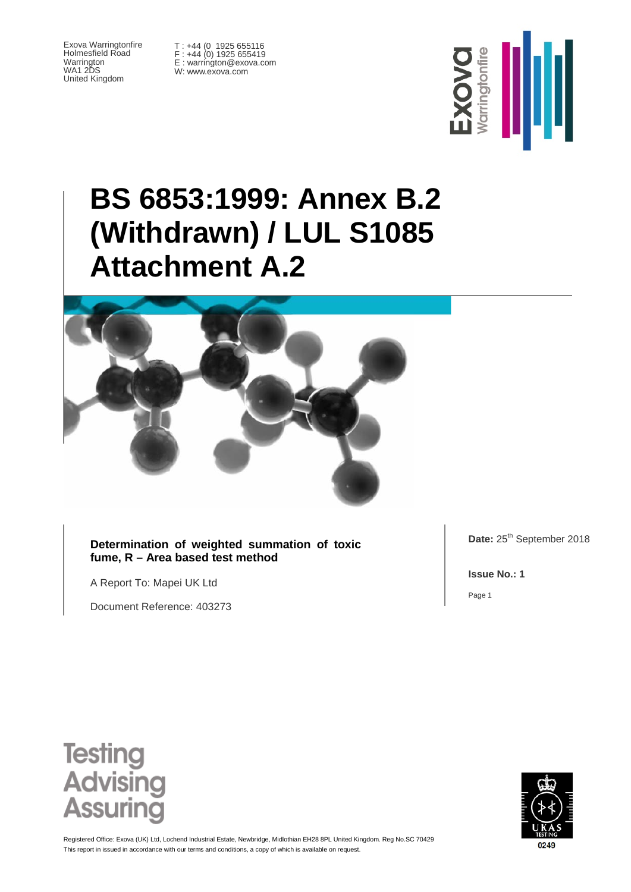Exova Warringtonfire
Holmesfield Road
Warrington
WA1 2DS
United Kingdom

T : +44 (0 1925 655116
F : +44 (0) 1925 655419
E : warrington@exova.com
W: www.exova.com

# BS 6853:1999: Annex B.2 (Withdrawn) / LUL S1085 Attachment A.2

**Determination of weighted summation of toxic fume, R – Area based test method**

A Report To: Mapei UK Ltd

Document Reference: 403273

**Date:** 25th September 2018

**Issue No.: 1**

Page 1

Testing
Advising
Assuring

Registered Office: Exova (UK) Ltd, Lochend Industrial Estate, Newbridge, Midlothian EH28 8PL United Kingdom. Reg No.SC 70429
This report in issued in accordance with our terms and conditions, a copy of which is available on request.

0249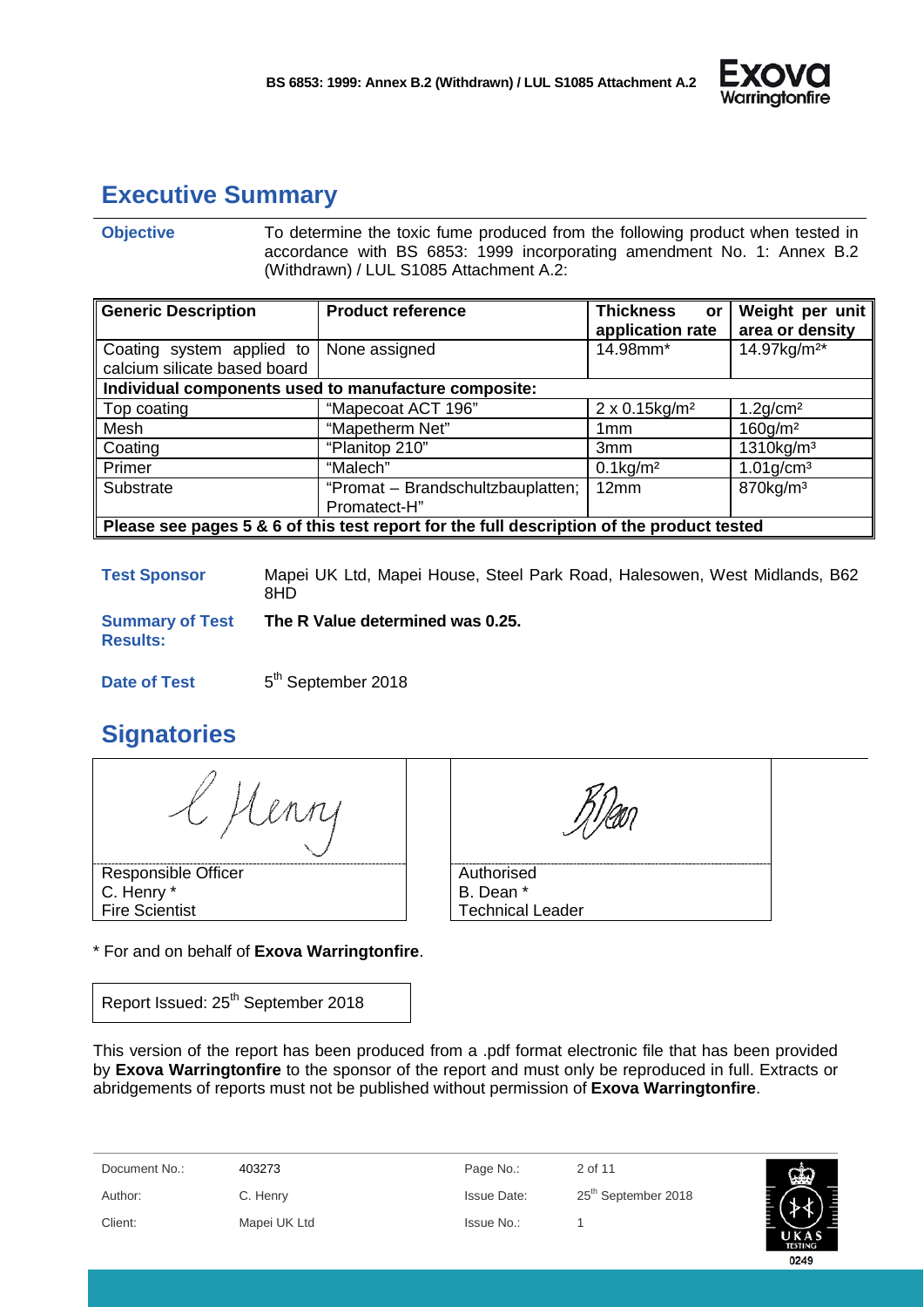## Executive Summary

**Objective** To determine the toxic fume produced from the following product when tested in accordance with BS 6853: 1999 incorporating amendment No. 1: Annex B.2 (Withdrawn) / LUL S1085 Attachment A.2:

| Generic Description | Product reference | Thickness or application rate | Weight per unit area or density |
|---|---|---|---|
| Coating system applied to calcium silicate based board | None assigned | 14.98mm* | 14.97kg/m²* |
| **Individual components used to manufacture composite:** | | | |
| Top coating | "Mapecoat ACT 196" | 2 x 0.15kg/m² | 1.2g/cm² |
| Mesh | "Mapetherm Net" | 1mm | 160g/m² |
| Coating | "Planitop 210" | 3mm | 1310kg/m³ |
| Primer | "Malech" | 0.1kg/m² | 1.01g/cm³ |
| Substrate | "Promat – Brandschultzbauplatten; Promatect-H" | 12mm | 870kg/m³ |
| **Please see pages 5 & 6 of this test report for the full description of the product tested** | | | |

**Test Sponsor** Mapei UK Ltd, Mapei House, Steel Park Road, Halesowen, West Midlands, B62 8HD

**Summary of Test Results:** **The R Value determined was 0.25.**

**Date of Test** 5th September 2018

## Signatories

| Responsible Officer | Authorised |
|---|---|
| C. Henry * | B. Dean * |
| Fire Scientist | Technical Leader |

\* For and on behalf of **Exova Warringtonfire**.

Report Issued: 25th September 2018

This version of the report has been produced from a .pdf format electronic file that has been provided by **Exova Warringtonfire** to the sponsor of the report and must only be reproduced in full. Extracts or abridgements of reports must not be published without permission of **Exova Warringtonfire**.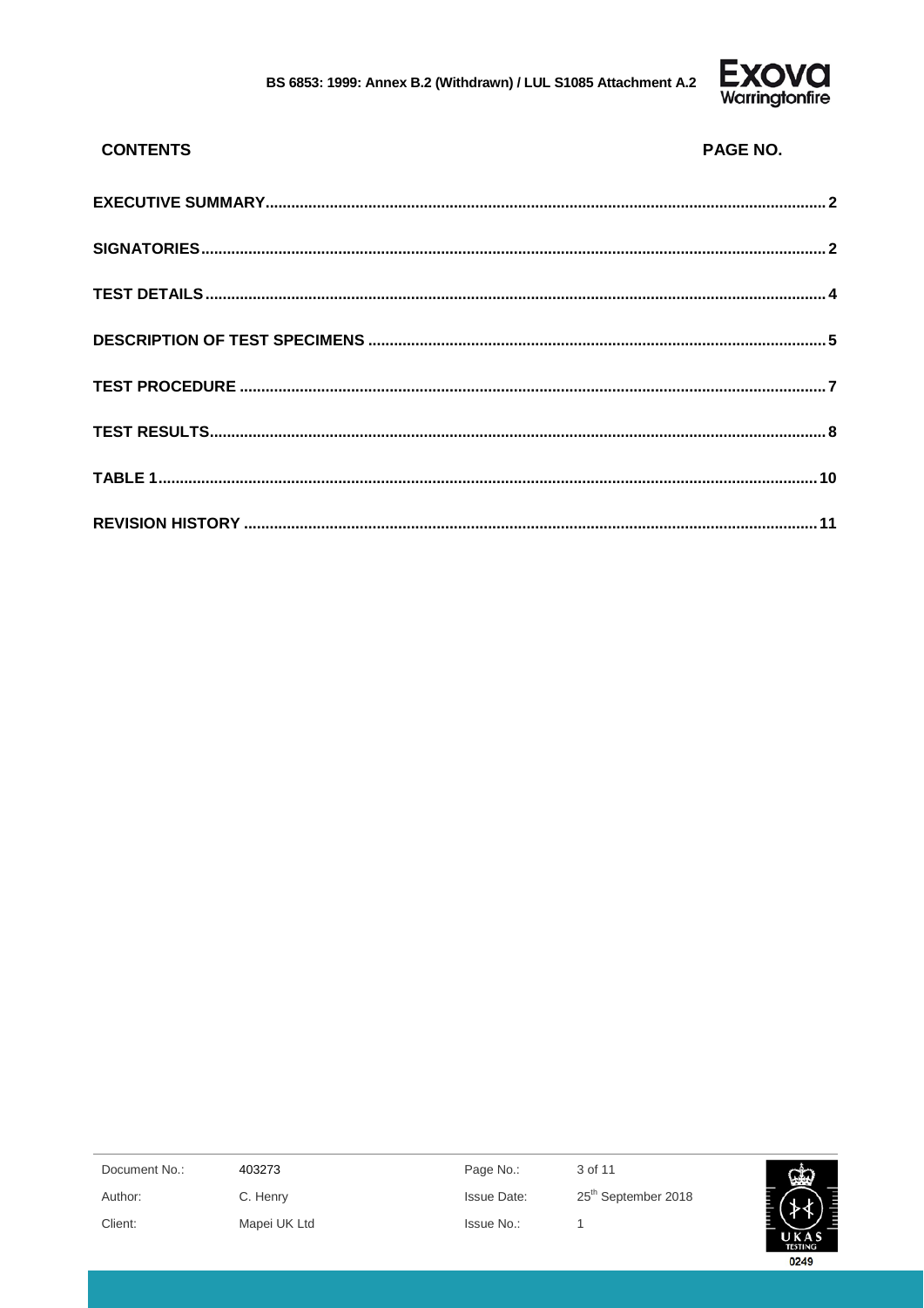| CONTENTS | PAGE NO. |
| --- | --- |
| **EXECUTIVE SUMMARY** | **2** |
| **SIGNATORIES** | **2** |
| **TEST DETAILS** | **4** |
| **DESCRIPTION OF TEST SPECIMENS** | **5** |
| **TEST PROCEDURE** | **7** |
| **TEST RESULTS** | **8** |
| **TABLE 1** | **10** |
| **REVISION HISTORY** | **11** |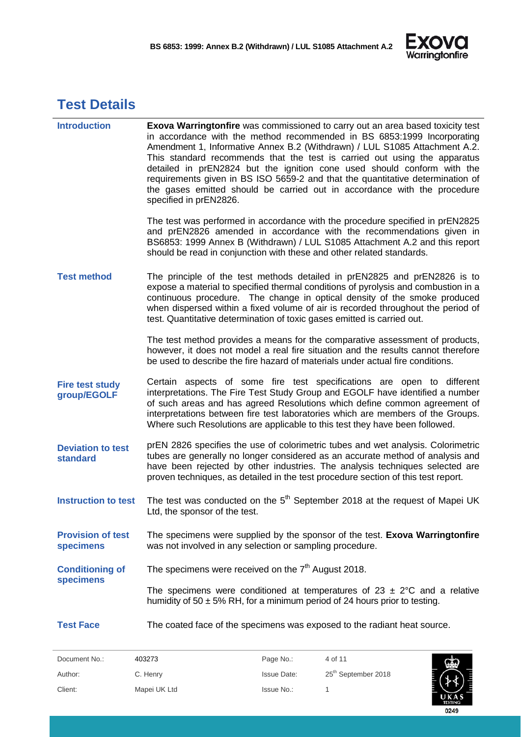# Test Details

**Introduction**

**Exova Warringtonfire** was commissioned to carry out an area based toxicity test in accordance with the method recommended in BS 6853:1999 Incorporating Amendment 1, Informative Annex B.2 (Withdrawn) / LUL S1085 Attachment A.2. This standard recommends that the test is carried out using the apparatus detailed in prEN2824 but the ignition cone used should conform with the requirements given in BS ISO 5659-2 and that the quantitative determination of the gases emitted should be carried out in accordance with the procedure specified in prEN2826.

The test was performed in accordance with the procedure specified in prEN2825 and prEN2826 amended in accordance with the recommendations given in BS6853: 1999 Annex B (Withdrawn) / LUL S1085 Attachment A.2 and this report should be read in conjunction with these and other related standards.

**Test method**

The principle of the test methods detailed in prEN2825 and prEN2826 is to expose a material to specified thermal conditions of pyrolysis and combustion in a continuous procedure. The change in optical density of the smoke produced when dispersed within a fixed volume of air is recorded throughout the period of test. Quantitative determination of toxic gases emitted is carried out.

The test method provides a means for the comparative assessment of products, however, it does not model a real fire situation and the results cannot therefore be used to describe the fire hazard of materials under actual fire conditions.

**Fire test study group/EGOLF**

Certain aspects of some fire test specifications are open to different interpretations. The Fire Test Study Group and EGOLF have identified a number of such areas and has agreed Resolutions which define common agreement of interpretations between fire test laboratories which are members of the Groups. Where such Resolutions are applicable to this test they have been followed.

**Deviation to test standard**

prEN 2826 specifies the use of colorimetric tubes and wet analysis. Colorimetric tubes are generally no longer considered as an accurate method of analysis and have been rejected by other industries. The analysis techniques selected are proven techniques, as detailed in the test procedure section of this test report.

**Instruction to test**

The test was conducted on the 5th September 2018 at the request of Mapei UK Ltd, the sponsor of the test.

**Provision of test specimens**

The specimens were supplied by the sponsor of the test. **Exova Warringtonfire** was not involved in any selection or sampling procedure.

**Conditioning of specimens**

The specimens were received on the 7th August 2018.

The specimens were conditioned at temperatures of 23 ± 2°C and a relative humidity of 50 ± 5% RH, for a minimum period of 24 hours prior to testing.

**Test Face**

The coated face of the specimens was exposed to the radiant heat source.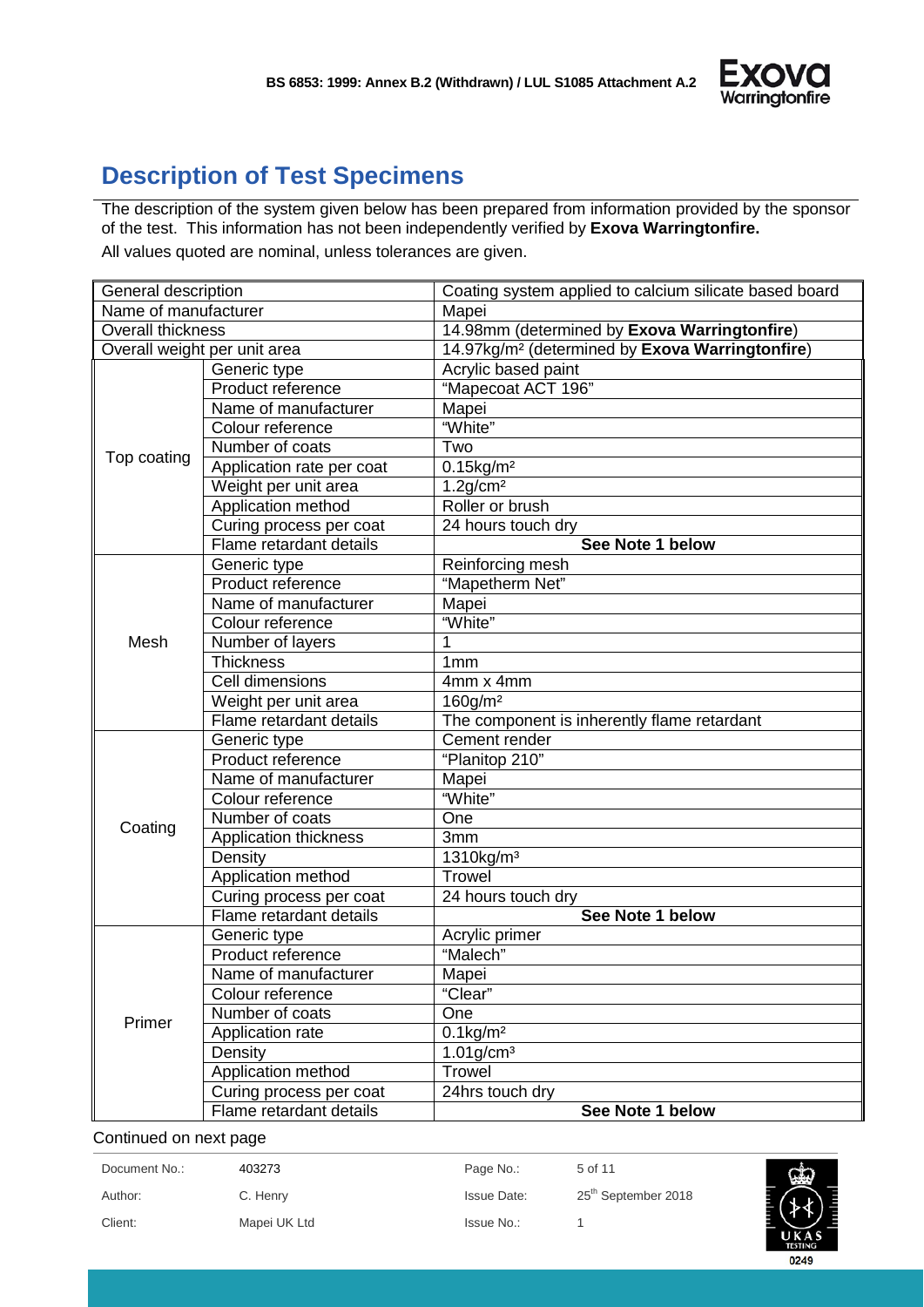## Description of Test Specimens

The description of the system given below has been prepared from information provided by the sponsor of the test. This information has not been independently verified by **Exova Warringtonfire.**

All values quoted are nominal, unless tolerances are given.

| General description | | Coating system applied to calcium silicate based board |
|---|---|---|
| Name of manufacturer | | Mapei |
| Overall thickness | | 14.98mm (determined by **Exova Warringtonfire**) |
| Overall weight per unit area | | 14.97kg/m² (determined by **Exova Warringtonfire**) |
| Top coating | Generic type | Acrylic based paint |
| | Product reference | "Mapecoat ACT 196" |
| | Name of manufacturer | Mapei |
| | Colour reference | "White" |
| | Number of coats | Two |
| | Application rate per coat | 0.15kg/m² |
| | Weight per unit area | 1.2g/cm² |
| | Application method | Roller or brush |
| | Curing process per coat | 24 hours touch dry |
| | Flame retardant details | **See Note 1 below** |
| Mesh | Generic type | Reinforcing mesh |
| | Product reference | "Mapetherm Net" |
| | Name of manufacturer | Mapei |
| | Colour reference | "White" |
| | Number of layers | 1 |
| | Thickness | 1mm |
| | Cell dimensions | 4mm x 4mm |
| | Weight per unit area | 160g/m² |
| | Flame retardant details | The component is inherently flame retardant |
| Coating | Generic type | Cement render |
| | Product reference | "Planitop 210" |
| | Name of manufacturer | Mapei |
| | Colour reference | "White" |
| | Number of coats | One |
| | Application thickness | 3mm |
| | Density | 1310kg/m³ |
| | Application method | Trowel |
| | Curing process per coat | 24 hours touch dry |
| | Flame retardant details | **See Note 1 below** |
| Primer | Generic type | Acrylic primer |
| | Product reference | "Malech" |
| | Name of manufacturer | Mapei |
| | Colour reference | "Clear" |
| | Number of coats | One |
| | Application rate | 0.1kg/m² |
| | Density | 1.01g/cm³ |
| | Application method | Trowel |
| | Curing process per coat | 24hrs touch dry |
| | Flame retardant details | **See Note 1 below** |

Continued on next page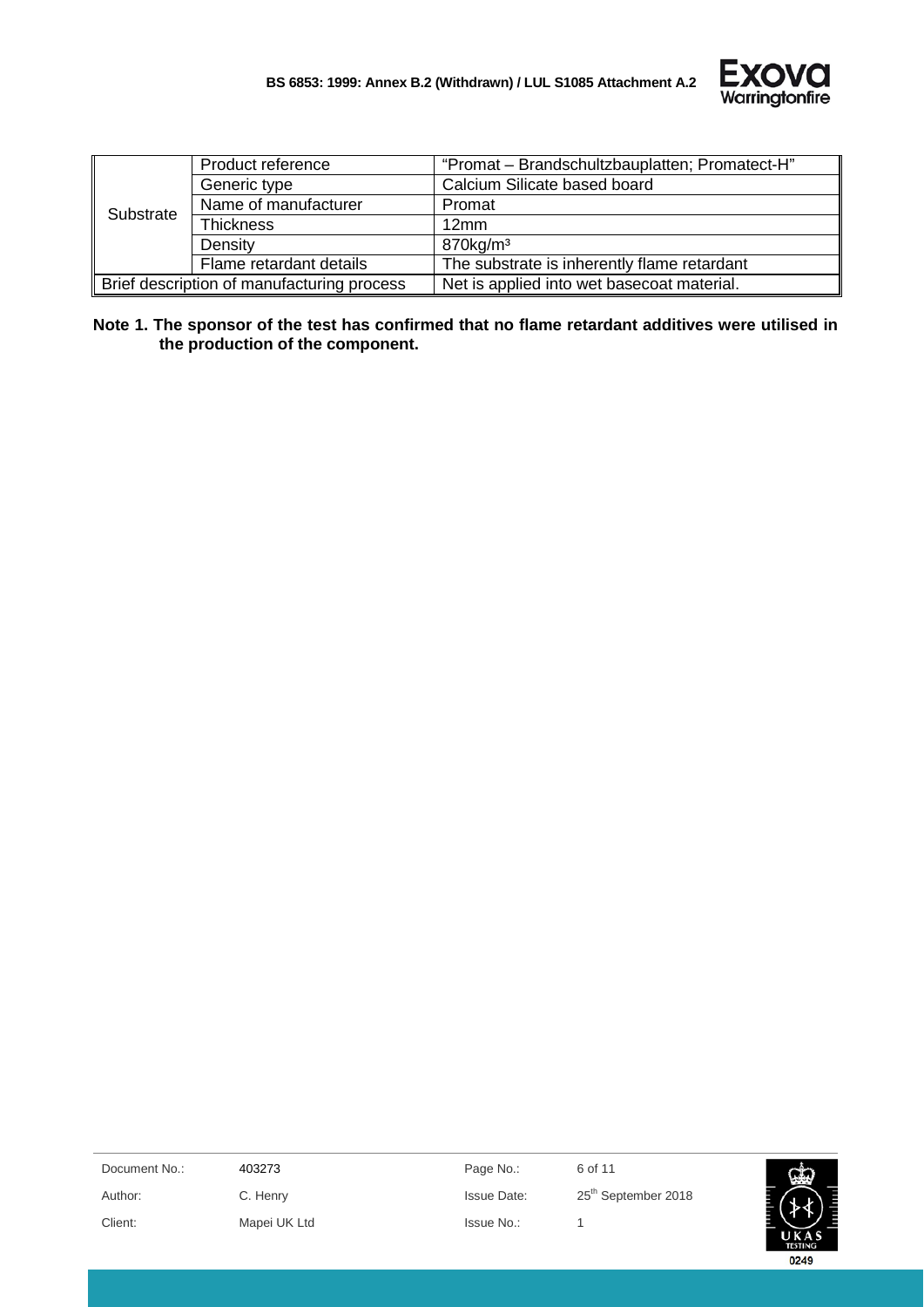| | | |
|---|---|---|
| Substrate | Product reference | "Promat – Brandschultzbauplatten; Promatect-H" |
| | Generic type | Calcium Silicate based board |
| | Name of manufacturer | Promat |
| | Thickness | 12mm |
| | Density | 870kg/m³ |
| | Flame retardant details | The substrate is inherently flame retardant |
| Brief description of manufacturing process | | Net is applied into wet basecoat material. |

**Note 1. The sponsor of the test has confirmed that no flame retardant additives were utilised in the production of the component.**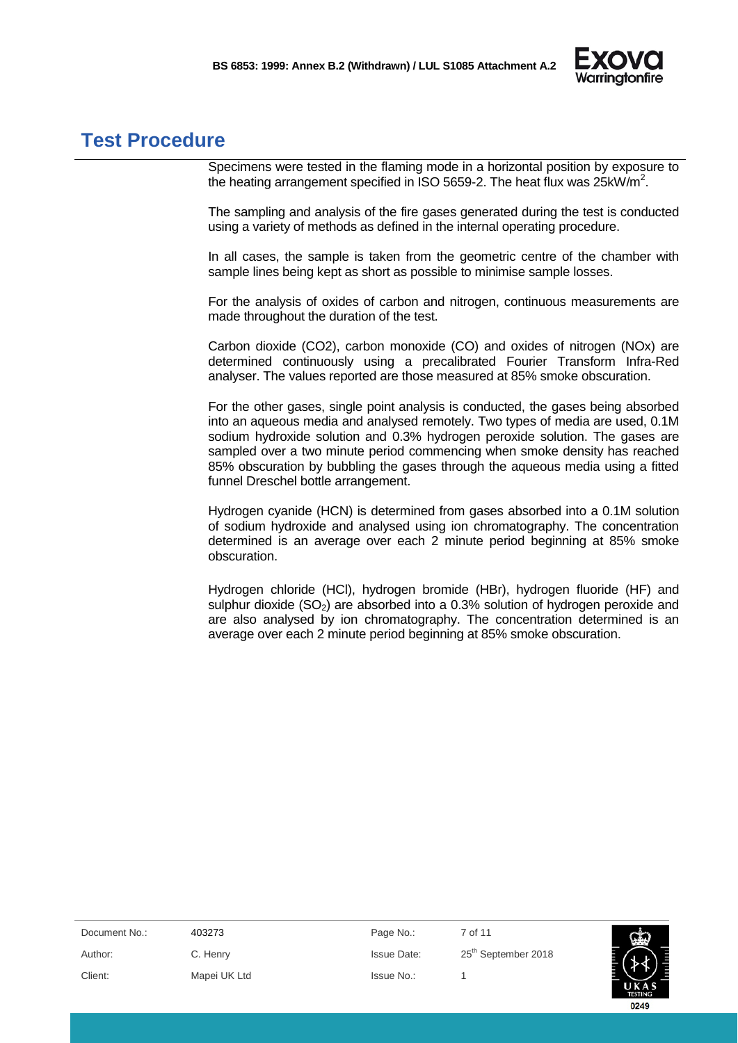## Test Procedure

Specimens were tested in the flaming mode in a horizontal position by exposure to the heating arrangement specified in ISO 5659-2. The heat flux was 25kW/m$^2$.

The sampling and analysis of the fire gases generated during the test is conducted using a variety of methods as defined in the internal operating procedure.

In all cases, the sample is taken from the geometric centre of the chamber with sample lines being kept as short as possible to minimise sample losses.

For the analysis of oxides of carbon and nitrogen, continuous measurements are made throughout the duration of the test.

Carbon dioxide (CO2), carbon monoxide (CO) and oxides of nitrogen (NOx) are determined continuously using a precalibrated Fourier Transform Infra-Red analyser. The values reported are those measured at 85% smoke obscuration.

For the other gases, single point analysis is conducted, the gases being absorbed into an aqueous media and analysed remotely. Two types of media are used, 0.1M sodium hydroxide solution and 0.3% hydrogen peroxide solution. The gases are sampled over a two minute period commencing when smoke density has reached 85% obscuration by bubbling the gases through the aqueous media using a fitted funnel Dreschel bottle arrangement.

Hydrogen cyanide (HCN) is determined from gases absorbed into a 0.1M solution of sodium hydroxide and analysed using ion chromatography. The concentration determined is an average over each 2 minute period beginning at 85% smoke obscuration.

Hydrogen chloride (HCl), hydrogen bromide (HBr), hydrogen fluoride (HF) and sulphur dioxide ($SO_2$) are absorbed into a 0.3% solution of hydrogen peroxide and are also analysed by ion chromatography. The concentration determined is an average over each 2 minute period beginning at 85% smoke obscuration.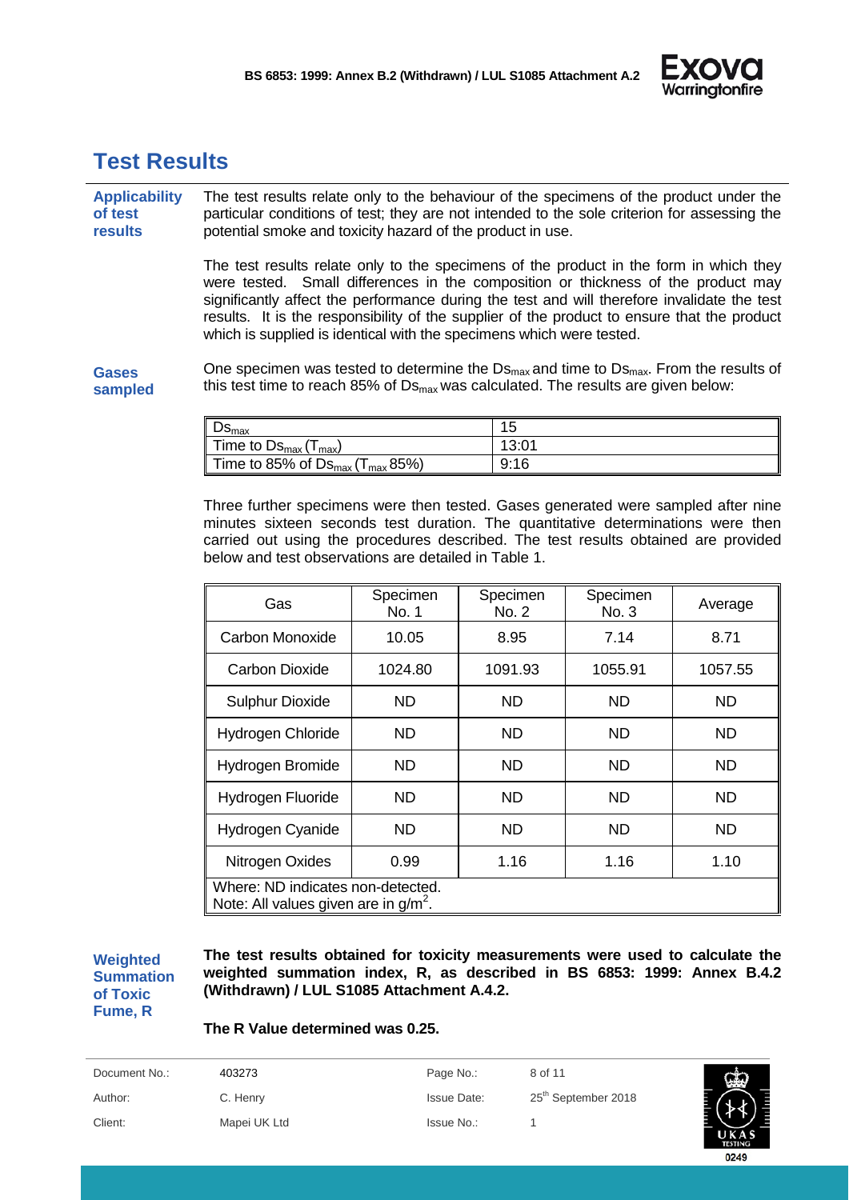## Test Results

**Applicability of test results**

The test results relate only to the behaviour of the specimens of the product under the particular conditions of test; they are not intended to the sole criterion for assessing the potential smoke and toxicity hazard of the product in use.

The test results relate only to the specimens of the product in the form in which they were tested. Small differences in the composition or thickness of the product may significantly affect the performance during the test and will therefore invalidate the test results. It is the responsibility of the supplier of the product to ensure that the product which is supplied is identical with the specimens which were tested.

**Gases sampled**

One specimen was tested to determine the $Ds_{max}$ and time to $Ds_{max}$. From the results of this test time to reach 85% of $Ds_{max}$ was calculated. The results are given below:

| | |
|---|---|
| $Ds_{max}$ | 15 |
| Time to $Ds_{max}$ ($T_{max}$) | 13:01 |
| Time to 85% of $Ds_{max}$ ($T_{max}$ 85%) | 9:16 |

Three further specimens were then tested. Gases generated were sampled after nine minutes sixteen seconds test duration. The quantitative determinations were then carried out using the procedures described. The test results obtained are provided below and test observations are detailed in Table 1.

| Gas | Specimen No. 1 | Specimen No. 2 | Specimen No. 3 | Average |
|---|---|---|---|---|
| Carbon Monoxide | 10.05 | 8.95 | 7.14 | 8.71 |
| Carbon Dioxide | 1024.80 | 1091.93 | 1055.91 | 1057.55 |
| Sulphur Dioxide | ND | ND | ND | ND |
| Hydrogen Chloride | ND | ND | ND | ND |
| Hydrogen Bromide | ND | ND | ND | ND |
| Hydrogen Fluoride | ND | ND | ND | ND |
| Hydrogen Cyanide | ND | ND | ND | ND |
| Nitrogen Oxides | 0.99 | 1.16 | 1.16 | 1.10 |
| Where: ND indicates non-detected. Note: All values given are in $g/m^2$. | | | | |

**Weighted Summation of Toxic Fume, R**

**The test results obtained for toxicity measurements were used to calculate the weighted summation index, R, as described in BS 6853: 1999: Annex B.4.2 (Withdrawn) / LUL S1085 Attachment A.4.2.**

**The R Value determined was 0.25.**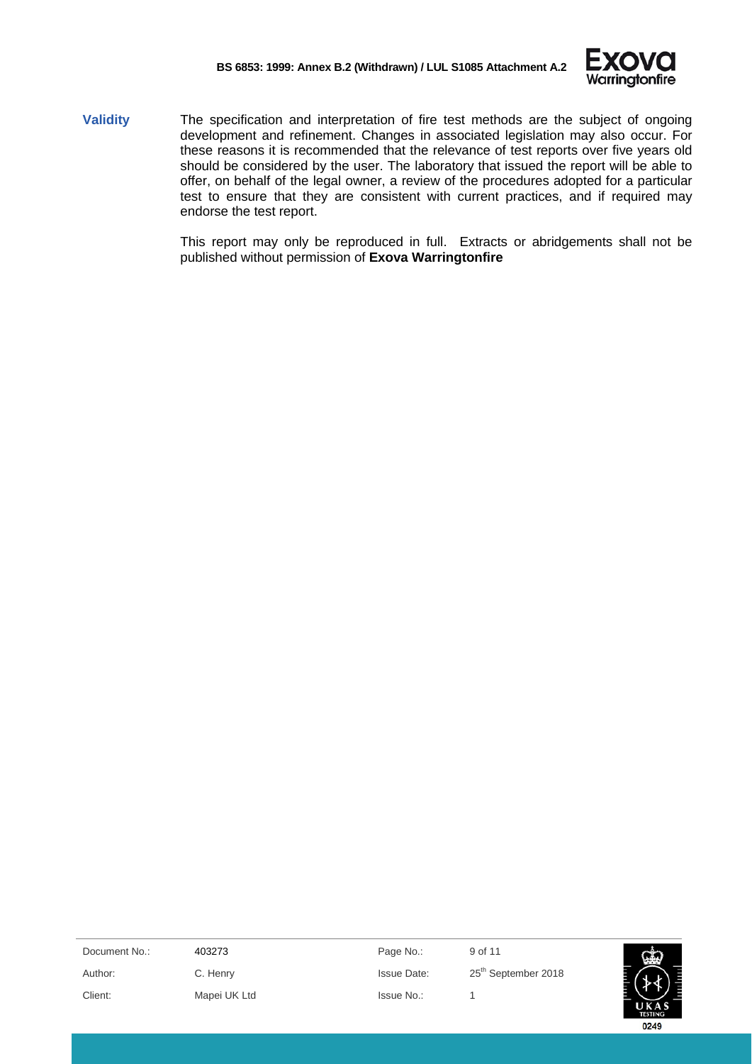**Validity**

The specification and interpretation of fire test methods are the subject of ongoing development and refinement. Changes in associated legislation may also occur. For these reasons it is recommended that the relevance of test reports over five years old should be considered by the user. The laboratory that issued the report will be able to offer, on behalf of the legal owner, a review of the procedures adopted for a particular test to ensure that they are consistent with current practices, and if required may endorse the test report.

This report may only be reproduced in full. Extracts or abridgements shall not be published without permission of **Exova Warringtonfire**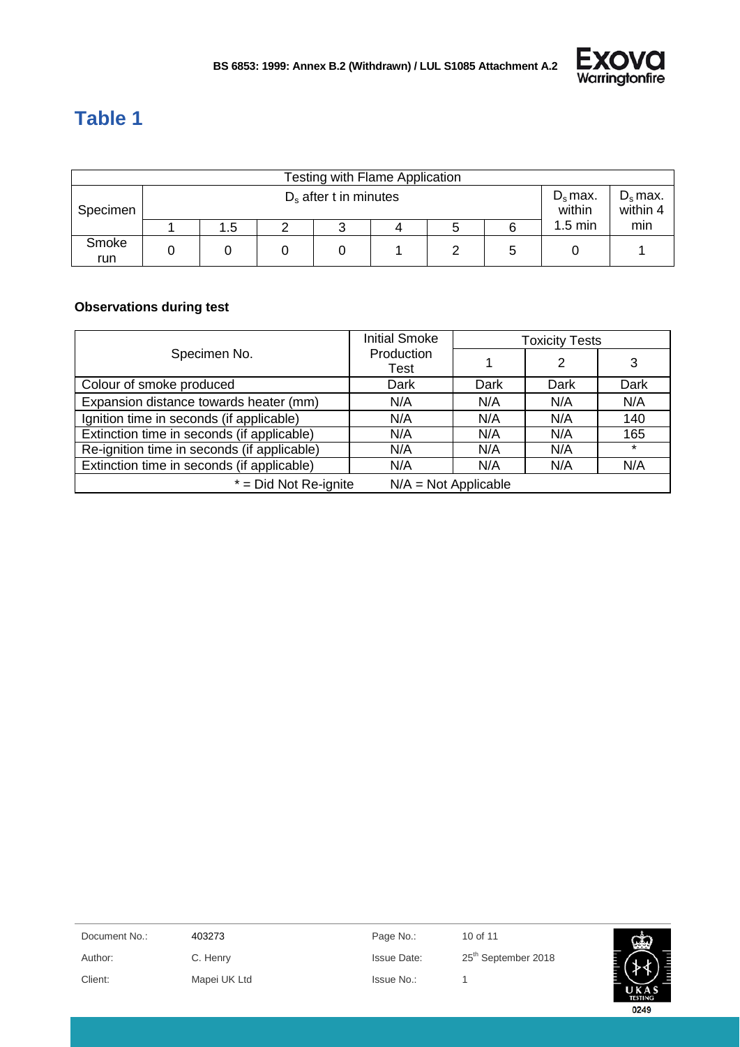# Table 1

| Testing with Flame Application | | | | | | | | | |
|---|---|---|---|---|---|---|---|---|---|
| Specimen | $D_s$ after t in minutes | | | | | | | $D_s$ max. within 1.5 min | $D_s$ max. within 4 min |
| | 1 | 1.5 | 2 | 3 | 4 | 5 | 6 | | |
| Smoke run | 0 | 0 | 0 | 0 | 1 | 2 | 5 | 0 | 1 |

**Observations during test**

| Specimen No. | Initial Smoke Production Test | Toxicity Tests | | |
|---|---|---|---|---|
| | | 1 | 2 | 3 |
| Colour of smoke produced | Dark | Dark | Dark | Dark |
| Expansion distance towards heater (mm) | N/A | N/A | N/A | N/A |
| Ignition time in seconds (if applicable) | N/A | N/A | N/A | 140 |
| Extinction time in seconds (if applicable) | N/A | N/A | N/A | 165 |
| Re-ignition time in seconds (if applicable) | N/A | N/A | N/A | * |
| Extinction time in seconds (if applicable) | N/A | N/A | N/A | N/A |
| * = Did Not Re-ignite | N/A = Not Applicable | | | |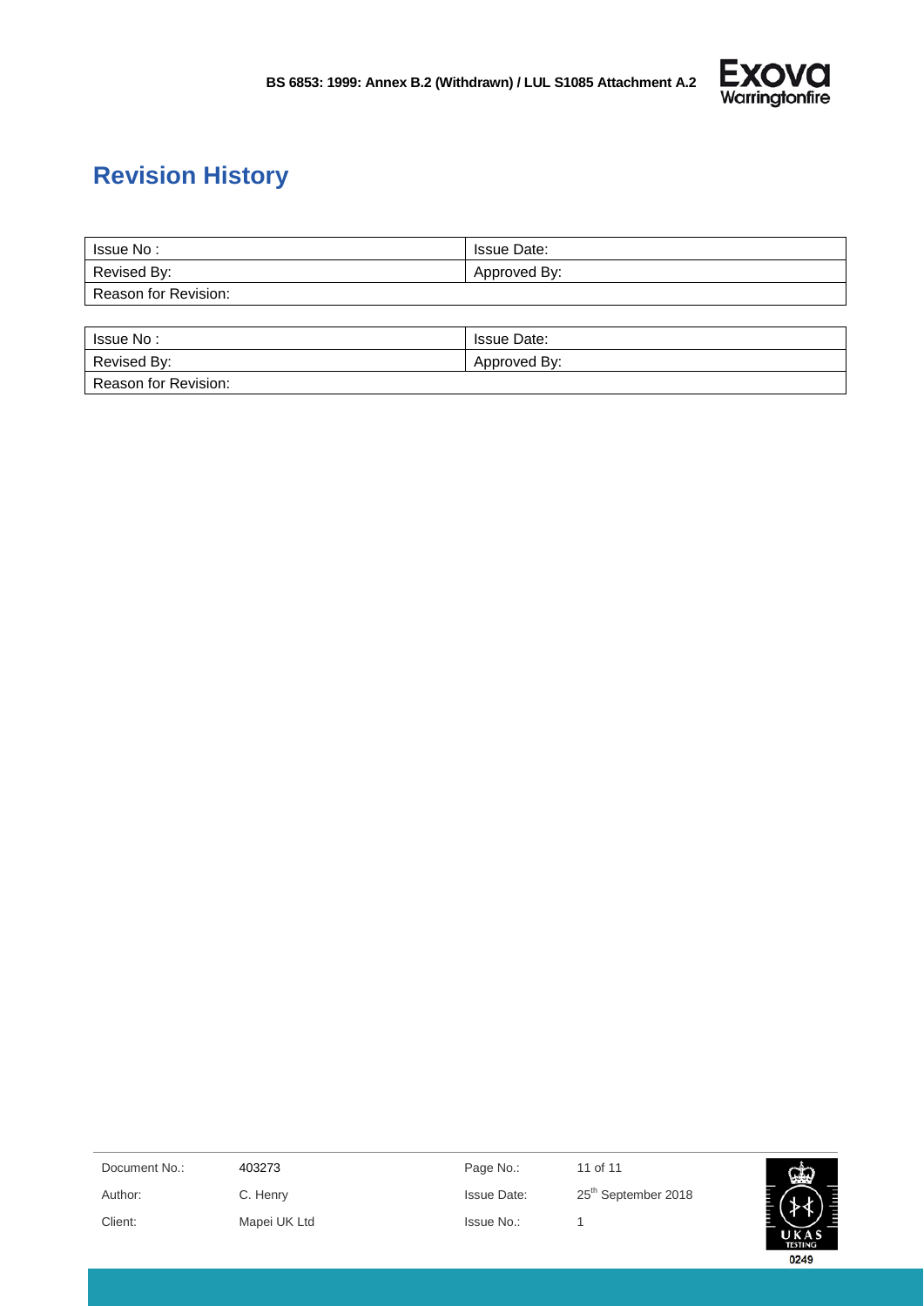# Revision History

| | |
|---|---|
| Issue No : | Issue Date: |
| Revised By: | Approved By: |
| Reason for Revision: | |

| | |
|---|---|
| Issue No : | Issue Date: |
| Revised By: | Approved By: |
| Reason for Revision: | |